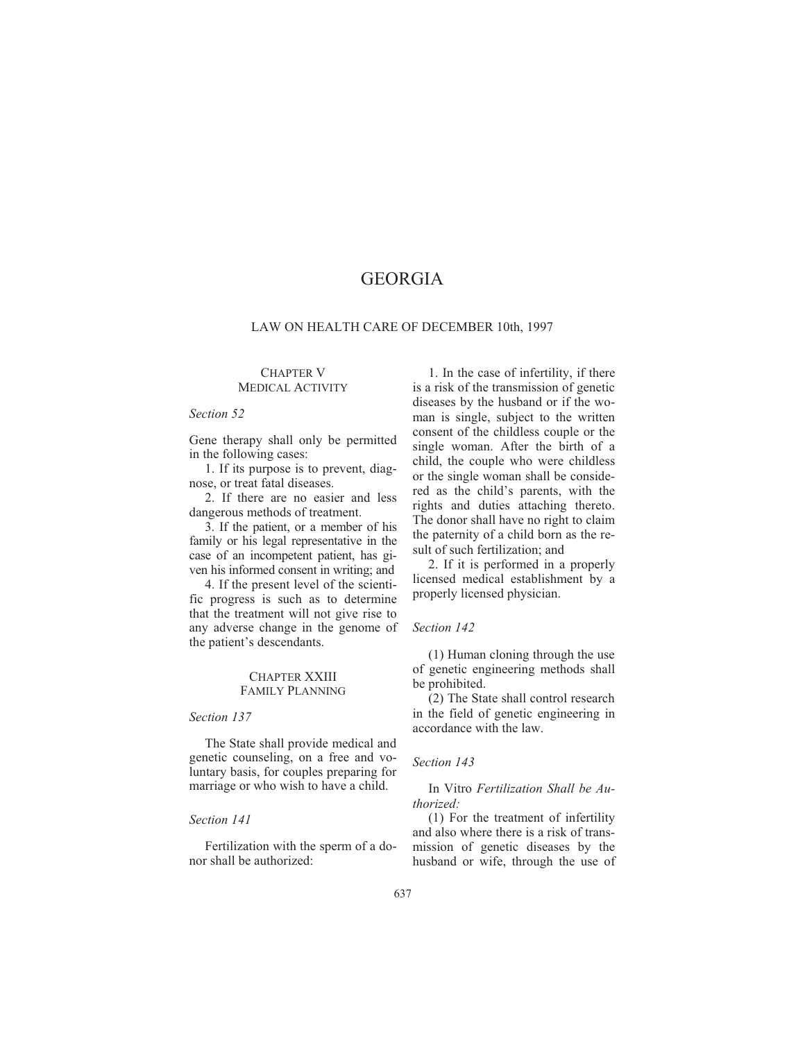# GEORGIA

## LAW ON HEALTH CARE OF DECEMBER 10th, 1997

### CHAPTER V
### MEDICAL ACTIVITY

*Section 52*

Gene therapy shall only be permitted in the following cases:

1. If its purpose is to prevent, diagnose, or treat fatal diseases.
2. If there are no easier and less dangerous methods of treatment.
3. If the patient, or a member of his family or his legal representative in the case of an incompetent patient, has given his informed consent in writing; and
4. If the present level of the scientific progress is such as to determine that the treatment will not give rise to any adverse change in the genome of the patient's descendants.

### CHAPTER XXIII
### FAMILY PLANNING

*Section 137*

The State shall provide medical and genetic counseling, on a free and voluntary basis, for couples preparing for marriage or who wish to have a child.

*Section 141*

Fertilization with the sperm of a donor shall be authorized:

1. In the case of infertility, if there is a risk of the transmission of genetic diseases by the husband or if the woman is single, subject to the written consent of the childless couple or the single woman. After the birth of a child, the couple who were childless or the single woman shall be considered as the child's parents, with the rights and duties attaching thereto. The donor shall have no right to claim the paternity of a child born as the result of such fertilization; and
2. If it is performed in a properly licensed medical establishment by a properly licensed physician.

*Section 142*

(1) Human cloning through the use of genetic engineering methods shall be prohibited.

(2) The State shall control research in the field of genetic engineering in accordance with the law.

*Section 143*

In Vitro *Fertilization Shall be Authorized:*

(1) For the treatment of infertility and also where there is a risk of transmission of genetic diseases by the husband or wife, through the use of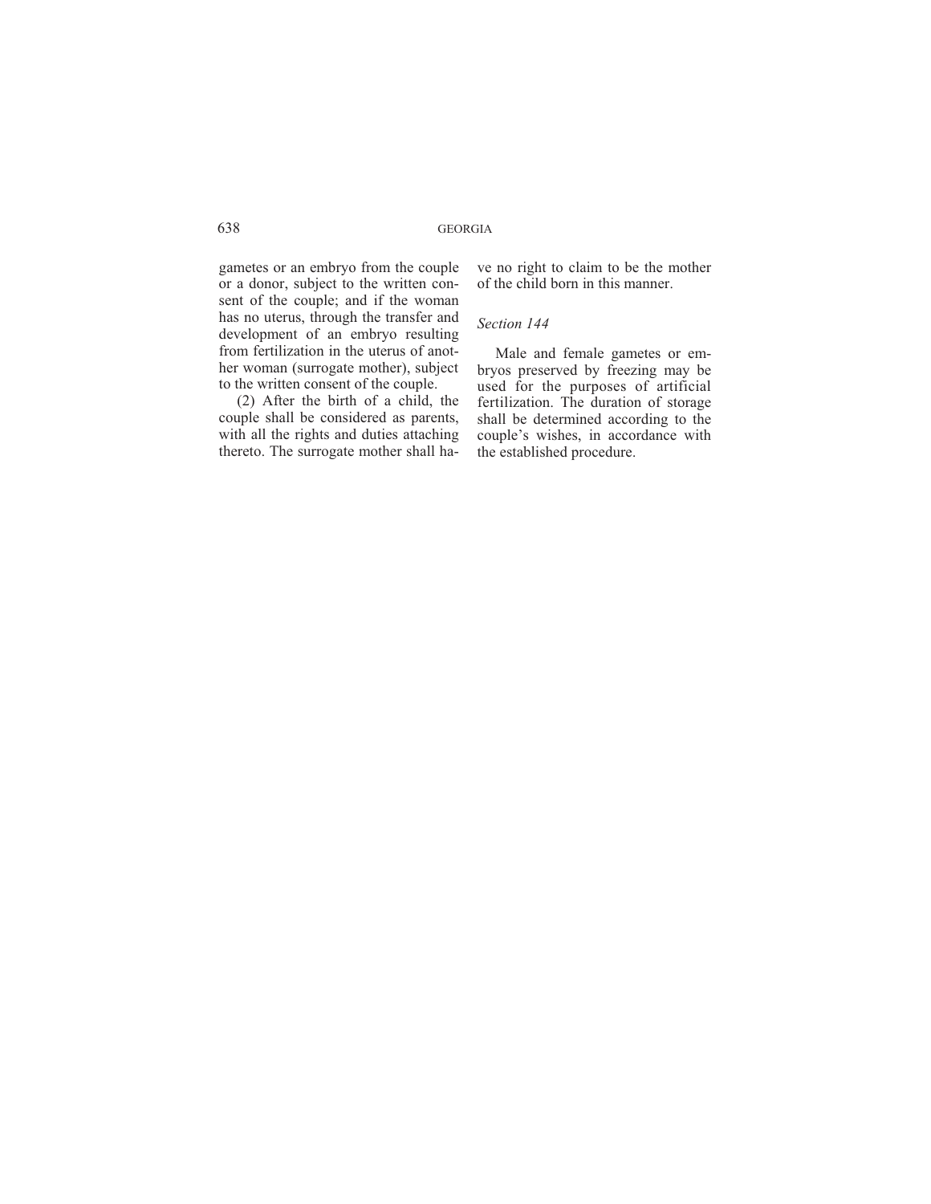gametes or an embryo from the couple or a donor, subject to the written consent of the couple; and if the woman has no uterus, through the transfer and development of an embryo resulting from fertilization in the uterus of another woman (surrogate mother), subject to the written consent of the couple.

(2) After the birth of a child, the couple shall be considered as parents, with all the rights and duties attaching thereto. The surrogate mother shall have no right to claim to be the mother of the child born in this manner.

*Section 144*

Male and female gametes or embryos preserved by freezing may be used for the purposes of artificial fertilization. The duration of storage shall be determined according to the couple's wishes, in accordance with the established procedure.